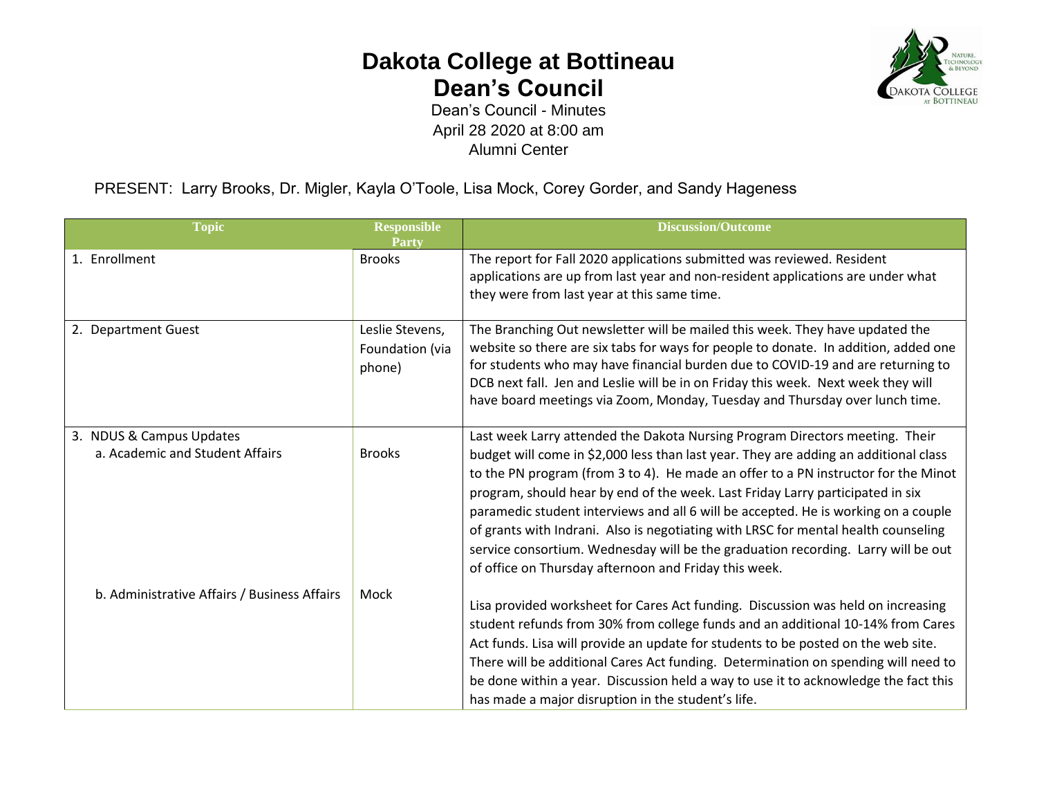# Dakota College at Bottineau
# Dean's Council

Dean's Council - Minutes
April 28 2020 at 8:00 am
Alumni Center

PRESENT: Larry Brooks, Dr. Migler, Kayla O'Toole, Lisa Mock, Corey Gorder, and Sandy Hageness

| Topic | Responsible Party | Discussion/Outcome |
|---|---|---|
| 1. Enrollment | Brooks | The report for Fall 2020 applications submitted was reviewed. Resident applications are up from last year and non-resident applications are under what they were from last year at this same time. |
| 2. Department Guest | Leslie Stevens, Foundation (via phone) | The Branching Out newsletter will be mailed this week. They have updated the website so there are six tabs for ways for people to donate. In addition, added one for students who may have financial burden due to COVID-19 and are returning to DCB next fall. Jen and Leslie will be in on Friday this week. Next week they will have board meetings via Zoom, Monday, Tuesday and Thursday over lunch time. |
| 3. NDUS & Campus Updates<br>a. Academic and Student Affairs | Brooks | Last week Larry attended the Dakota Nursing Program Directors meeting. Their budget will come in $2,000 less than last year. They are adding an additional class to the PN program (from 3 to 4). He made an offer to a PN instructor for the Minot program, should hear by end of the week. Last Friday Larry participated in six paramedic student interviews and all 6 will be accepted. He is working on a couple of grants with Indrani. Also is negotiating with LRSC for mental health counseling service consortium. Wednesday will be the graduation recording. Larry will be out of office on Thursday afternoon and Friday this week. |
| b. Administrative Affairs / Business Affairs | Mock | Lisa provided worksheet for Cares Act funding. Discussion was held on increasing student refunds from 30% from college funds and an additional 10-14% from Cares Act funds. Lisa will provide an update for students to be posted on the web site. There will be additional Cares Act funding. Determination on spending will need to be done within a year. Discussion held a way to use it to acknowledge the fact this has made a major disruption in the student's life. |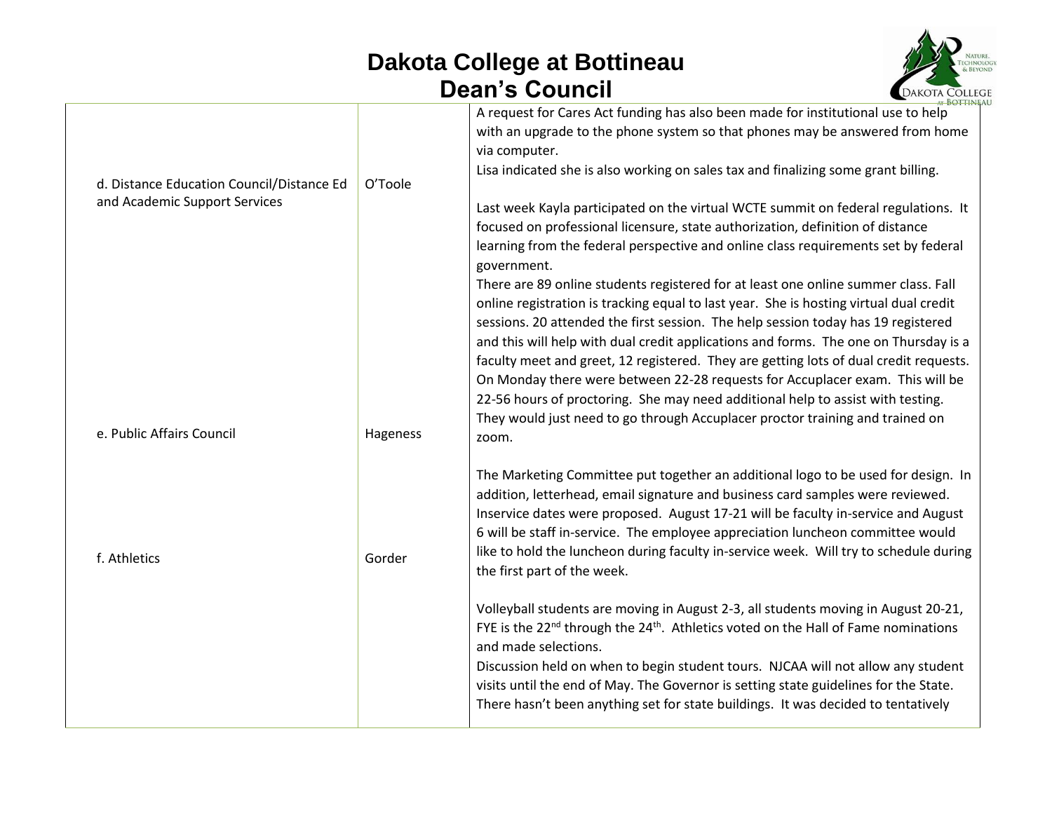# Dakota College at Bottineau
# Dean's Council

| | | |
|---|---|---|
| | | A request for Cares Act funding has also been made for institutional use to help with an upgrade to the phone system so that phones may be answered from home via computer.<br>Lisa indicated she is also working on sales tax and finalizing some grant billing. |
| d. Distance Education Council/Distance Ed and Academic Support Services | O'Toole | Last week Kayla participated on the virtual WCTE summit on federal regulations. It focused on professional licensure, state authorization, definition of distance learning from the federal perspective and online class requirements set by federal government.<br>There are 89 online students registered for at least one online summer class. Fall online registration is tracking equal to last year. She is hosting virtual dual credit sessions. 20 attended the first session. The help session today has 19 registered and this will help with dual credit applications and forms. The one on Thursday is a faculty meet and greet, 12 registered. They are getting lots of dual credit requests. On Monday there were between 22-28 requests for Accuplacer exam. This will be 22-56 hours of proctoring. She may need additional help to assist with testing. They would just need to go through Accuplacer proctor training and trained on zoom. |
| e. Public Affairs Council | Hageness | The Marketing Committee put together an additional logo to be used for design. In addition, letterhead, email signature and business card samples were reviewed. Inservice dates were proposed. August 17-21 will be faculty in-service and August 6 will be staff in-service. The employee appreciation luncheon committee would like to hold the luncheon during faculty in-service week. Will try to schedule during the first part of the week. |
| f. Athletics | Gorder | Volleyball students are moving in August 2-3, all students moving in August 20-21, FYE is the 22nd through the 24th. Athletics voted on the Hall of Fame nominations and made selections.<br>Discussion held on when to begin student tours. NJCAA will not allow any student visits until the end of May. The Governor is setting state guidelines for the State. There hasn't been anything set for state buildings. It was decided to tentatively |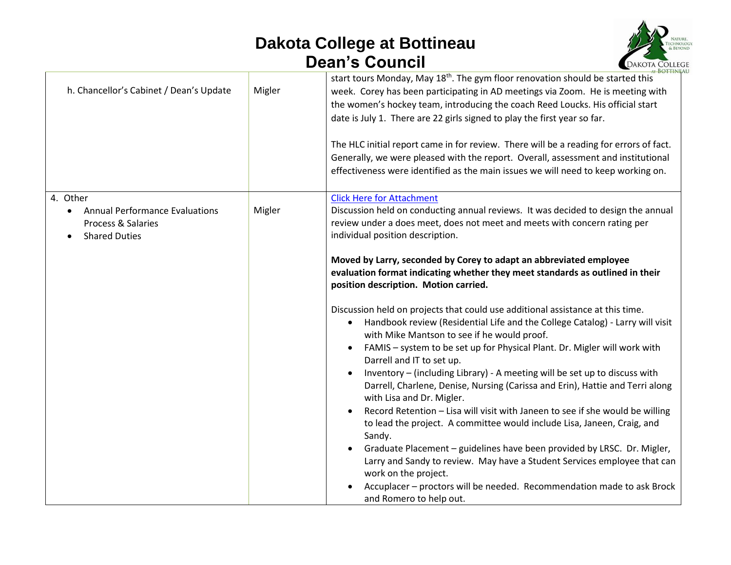# Dakota College at Bottineau
## Dean's Council

| | | |
|---|---|---|
| h. Chancellor's Cabinet / Dean's Update | Migler | start tours Monday, May 18th. The gym floor renovation should be started this week. Corey has been participating in AD meetings via Zoom. He is meeting with the women's hockey team, introducing the coach Reed Loucks. His official start date is July 1. There are 22 girls signed to play the first year so far.<br><br>The HLC initial report came in for review. There will be a reading for errors of fact. Generally, we were pleased with the report. Overall, assessment and institutional effectiveness were identified as the main issues we will need to keep working on. |
| 4. Other<br>• Annual Performance Evaluations Process & Salaries<br>• Shared Duties | Migler | Click Here for Attachment<br>Discussion held on conducting annual reviews. It was decided to design the annual review under a does meet, does not meet and meets with concern rating per individual position description.<br><br>**Moved by Larry, seconded by Corey to adapt an abbreviated employee evaluation format indicating whether they meet standards as outlined in their position description. Motion carried.**<br><br>Discussion held on projects that could use additional assistance at this time.<br>• Handbook review (Residential Life and the College Catalog) - Larry will visit with Mike Mantson to see if he would proof.<br>• FAMIS – system to be set up for Physical Plant. Dr. Migler will work with Darrell and IT to set up.<br>• Inventory – (including Library) - A meeting will be set up to discuss with Darrell, Charlene, Denise, Nursing (Carissa and Erin), Hattie and Terri along with Lisa and Dr. Migler.<br>• Record Retention – Lisa will visit with Janeen to see if she would be willing to lead the project. A committee would include Lisa, Janeen, Craig, and Sandy.<br>• Graduate Placement – guidelines have been provided by LRSC. Dr. Migler, Larry and Sandy to review. May have a Student Services employee that can work on the project.<br>• Accuplacer – proctors will be needed. Recommendation made to ask Brock and Romero to help out. |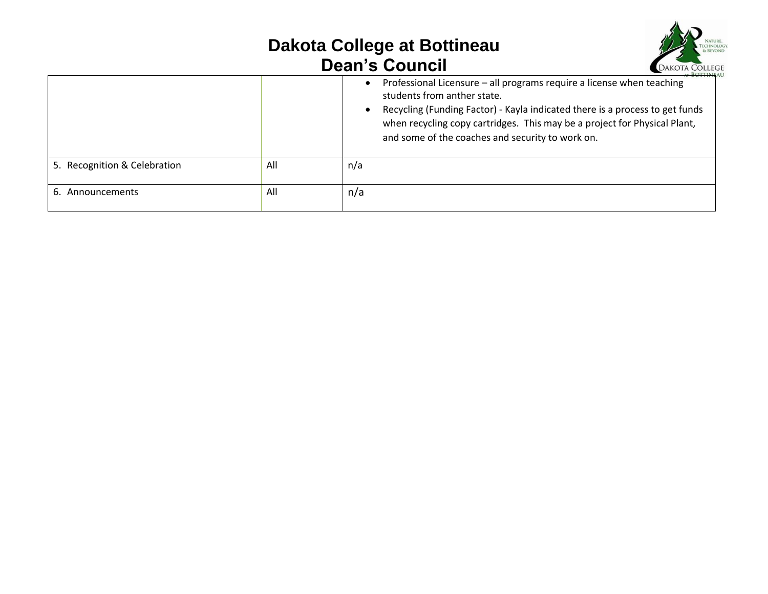# Dakota College at Bottineau
## Dean's Council

| | | |
|---|---|---|
| | | • Professional Licensure – all programs require a license when teaching students from anther state.<br>• Recycling (Funding Factor) - Kayla indicated there is a process to get funds when recycling copy cartridges. This may be a project for Physical Plant, and some of the coaches and security to work on. |
| 5. Recognition & Celebration | All | n/a |
| 6. Announcements | All | n/a |